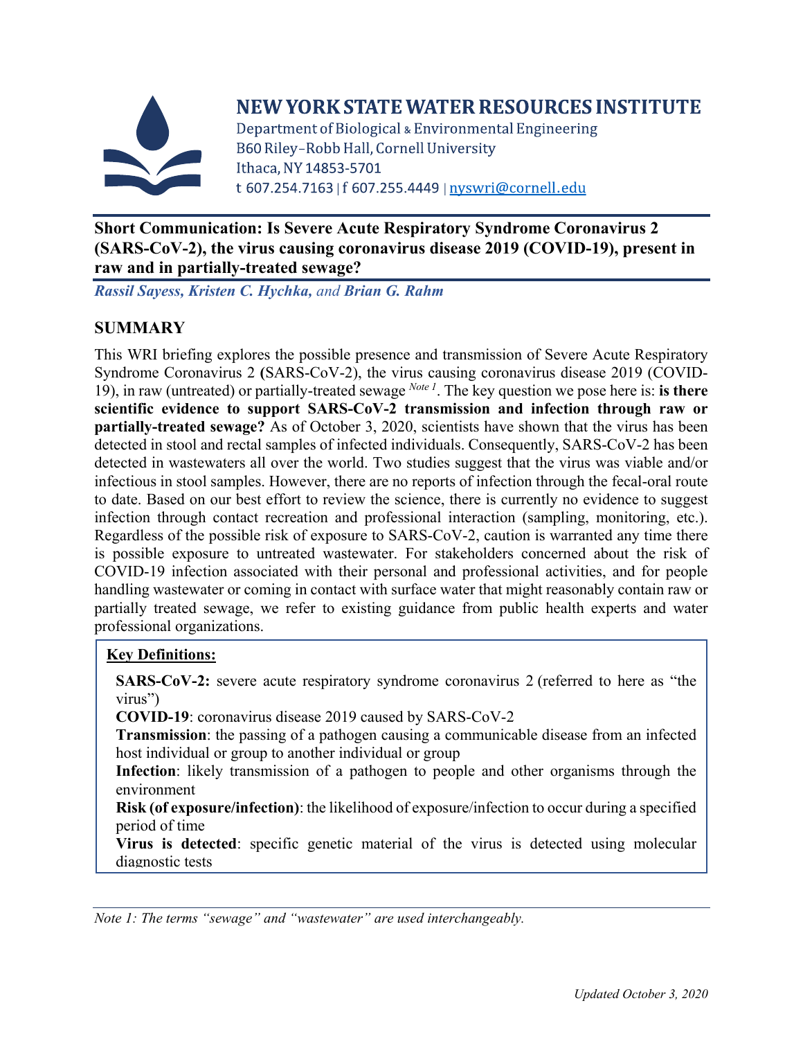# NEW YORK STATE WATER RESOURCES INSTITUTE

Department of Biological & Environmental Engineering
B60 Riley–Robb Hall, Cornell University
Ithaca, NY 14853-5701
t 607.254.7163 | f 607.255.4449 | nyswri@cornell.edu

## Short Communication: Is Severe Acute Respiratory Syndrome Coronavirus 2 (SARS-CoV-2), the virus causing coronavirus disease 2019 (COVID-19), present in raw and in partially-treated sewage?

***Rassil Sayess, Kristen C. Hychka,** and **Brian G. Rahm***

## SUMMARY

This WRI briefing explores the possible presence and transmission of Severe Acute Respiratory Syndrome Coronavirus 2 (SARS-CoV-2), the virus causing coronavirus disease 2019 (COVID-19), in raw (untreated) or partially-treated sewage [Note 1]. The key question we pose here is: **is there scientific evidence to support SARS-CoV-2 transmission and infection through raw or partially-treated sewage?** As of October 3, 2020, scientists have shown that the virus has been detected in stool and rectal samples of infected individuals. Consequently, SARS-CoV-2 has been detected in wastewaters all over the world. Two studies suggest that the virus was viable and/or infectious in stool samples. However, there are no reports of infection through the fecal-oral route to date. Based on our best effort to review the science, there is currently no evidence to suggest infection through contact recreation and professional interaction (sampling, monitoring, etc.). Regardless of the possible risk of exposure to SARS-CoV-2, caution is warranted any time there is possible exposure to untreated wastewater. For stakeholders concerned about the risk of COVID-19 infection associated with their personal and professional activities, and for people handling wastewater or coming in contact with surface water that might reasonably contain raw or partially treated sewage, we refer to existing guidance from public health experts and water professional organizations.

**Key Definitions:**

**SARS-CoV-2:** severe acute respiratory syndrome coronavirus 2 (referred to here as "the virus")

**COVID-19**: coronavirus disease 2019 caused by SARS-CoV-2

**Transmission**: the passing of a pathogen causing a communicable disease from an infected host individual or group to another individual or group

**Infection**: likely transmission of a pathogen to people and other organisms through the environment

**Risk (of exposure/infection)**: the likelihood of exposure/infection to occur during a specified period of time

**Virus is detected**: specific genetic material of the virus is detected using molecular diagnostic tests

*Note 1: The terms "sewage" and "wastewater" are used interchangeably.*

*Updated October 3, 2020*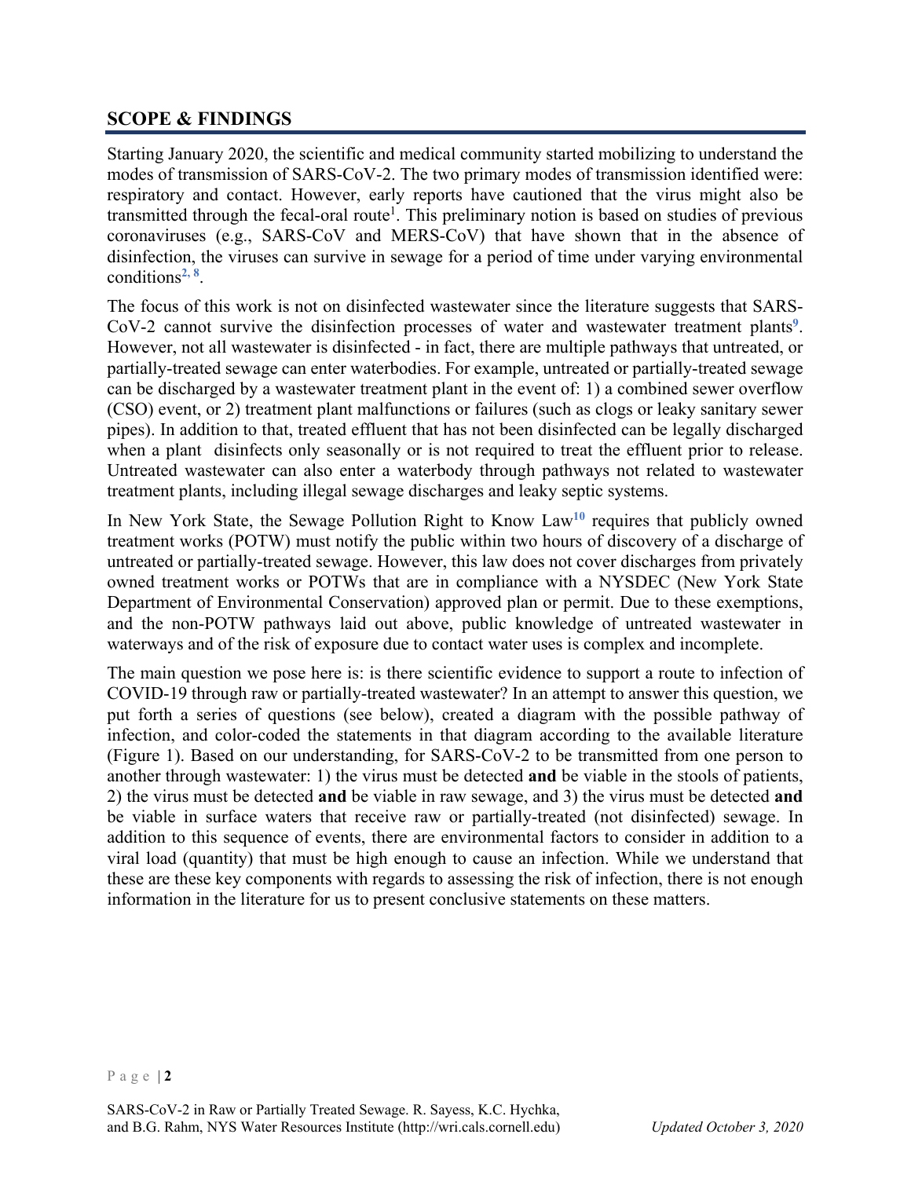## SCOPE & FINDINGS

Starting January 2020, the scientific and medical community started mobilizing to understand the modes of transmission of SARS-CoV-2. The two primary modes of transmission identified were: respiratory and contact. However, early reports have cautioned that the virus might also be transmitted through the fecal-oral route[1]. This preliminary notion is based on studies of previous coronaviruses (e.g., SARS-CoV and MERS-CoV) that have shown that in the absence of disinfection, the viruses can survive in sewage for a period of time under varying environmental conditions[2, 8].

The focus of this work is not on disinfected wastewater since the literature suggests that SARS-CoV-2 cannot survive the disinfection processes of water and wastewater treatment plants[9]. However, not all wastewater is disinfected - in fact, there are multiple pathways that untreated, or partially-treated sewage can enter waterbodies. For example, untreated or partially-treated sewage can be discharged by a wastewater treatment plant in the event of: 1) a combined sewer overflow (CSO) event, or 2) treatment plant malfunctions or failures (such as clogs or leaky sanitary sewer pipes). In addition to that, treated effluent that has not been disinfected can be legally discharged when a plant disinfects only seasonally or is not required to treat the effluent prior to release. Untreated wastewater can also enter a waterbody through pathways not related to wastewater treatment plants, including illegal sewage discharges and leaky septic systems.

In New York State, the Sewage Pollution Right to Know Law[10] requires that publicly owned treatment works (POTW) must notify the public within two hours of discovery of a discharge of untreated or partially-treated sewage. However, this law does not cover discharges from privately owned treatment works or POTWs that are in compliance with a NYSDEC (New York State Department of Environmental Conservation) approved plan or permit. Due to these exemptions, and the non-POTW pathways laid out above, public knowledge of untreated wastewater in waterways and of the risk of exposure due to contact water uses is complex and incomplete.

The main question we pose here is: is there scientific evidence to support a route to infection of COVID-19 through raw or partially-treated wastewater? In an attempt to answer this question, we put forth a series of questions (see below), created a diagram with the possible pathway of infection, and color-coded the statements in that diagram according to the available literature (Figure 1). Based on our understanding, for SARS-CoV-2 to be transmitted from one person to another through wastewater: 1) the virus must be detected **and** be viable in the stools of patients, 2) the virus must be detected **and** be viable in raw sewage, and 3) the virus must be detected **and** be viable in surface waters that receive raw or partially-treated (not disinfected) sewage. In addition to this sequence of events, there are environmental factors to consider in addition to a viral load (quantity) that must be high enough to cause an infection. While we understand that these are these key components with regards to assessing the risk of infection, there is not enough information in the literature for us to present conclusive statements on these matters.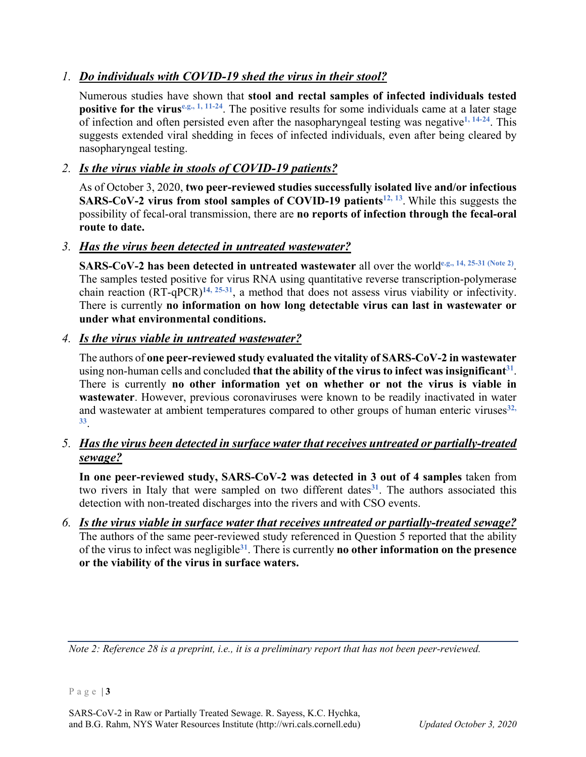1. ***Do individuals with COVID-19 shed the virus in their stool?***

   Numerous studies have shown that **stool and rectal samples of infected individuals tested positive for the virus**[e.g., 1, 11-24]. The positive results for some individuals came at a later stage of infection and often persisted even after the nasopharyngeal testing was negative[1, 14-24]. This suggests extended viral shedding in feces of infected individuals, even after being cleared by nasopharyngeal testing.

2. ***Is the virus viable in stools of COVID-19 patients?***

   As of October 3, 2020, **two peer-reviewed studies successfully isolated live and/or infectious SARS-CoV-2 virus from stool samples of COVID-19 patients**[12, 13]. While this suggests the possibility of fecal-oral transmission, there are **no reports of infection through the fecal-oral route to date.**

3. ***Has the virus been detected in untreated wastewater?***

   **SARS-CoV-2 has been detected in untreated wastewater** all over the world[e.g., 14, 25-31 (Note 2)]. The samples tested positive for virus RNA using quantitative reverse transcription-polymerase chain reaction (RT-qPCR)[14, 25-31], a method that does not assess virus viability or infectivity. There is currently **no information on how long detectable virus can last in wastewater or under what environmental conditions.**

4. ***Is the virus viable in untreated wastewater?***

   The authors of **one peer-reviewed study evaluated the vitality of SARS-CoV-2 in wastewater** using non-human cells and concluded **that the ability of the virus to infect was insignificant**[31]. There is currently **no other information yet on whether or not the virus is viable in wastewater**. However, previous coronaviruses were known to be readily inactivated in water and wastewater at ambient temperatures compared to other groups of human enteric viruses[32, 33].

5. ***Has the virus been detected in surface water that receives untreated or partially-treated sewage?***

   **In one peer-reviewed study, SARS-CoV-2 was detected in 3 out of 4 samples** taken from two rivers in Italy that were sampled on two different dates[31]. The authors associated this detection with non-treated discharges into the rivers and with CSO events.

6. ***Is the virus viable in surface water that receives untreated or partially-treated sewage?***

   The authors of the same peer-reviewed study referenced in Question 5 reported that the ability of the virus to infect was negligible[31]. There is currently **no other information on the presence or the viability of the virus in surface waters.**

---

*Note 2: Reference 28 is a preprint, i.e., it is a preliminary report that has not been peer-reviewed.*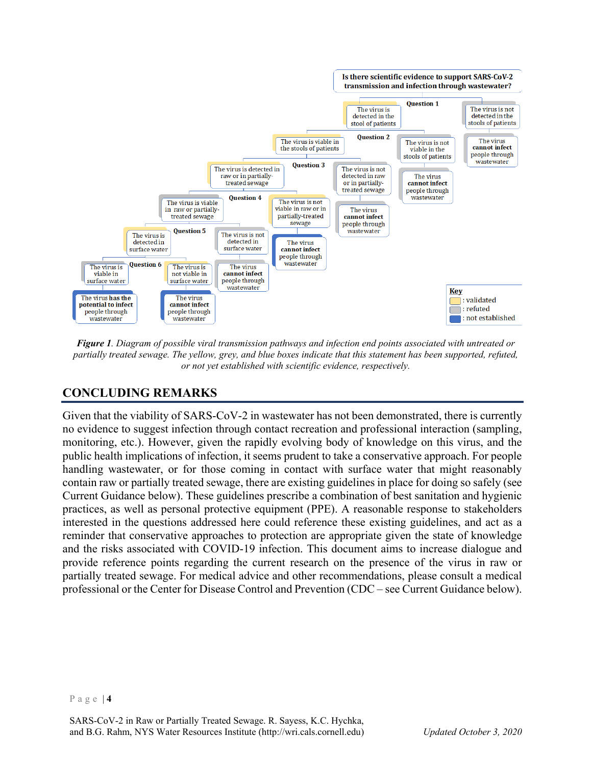**Is there scientific evidence to support SARS-CoV-2 transmission and infection through wastewater?**

**Question 1**
- The virus is detected in the stool of patients
- The virus is not detected in the stools of patients → The virus **cannot infect** people through wastewater

**Question 2**
- The virus is viable in the stools of patients
- The virus is not viable in the stools of patients → The virus **cannot infect** people through wastewater

**Question 3**
- The virus is detected in raw or in partially-treated sewage
- The virus is not detected in raw or in partially-treated sewage → The virus **cannot infect** people through wastewater

**Question 4**
- The virus is viable in raw or partially-treated sewage
- The virus is not viable in raw or in partially-treated sewage → The virus **cannot infect** people through wastewater

**Question 5**
- The virus is detected in surface water
- The virus is not detected in surface water → The virus **cannot infect** people through wastewater

**Question 6**
- The virus is viable in surface water → The virus **has the potential to infect** people through wastewater
- The virus is not viable in surface water → The virus **cannot infect** people through wastewater

**Key**
- : validated
- : refuted
- : not established

***Figure 1**. Diagram of possible viral transmission pathways and infection end points associated with untreated or partially treated sewage. The yellow, grey, and blue boxes indicate that this statement has been supported, refuted, or not yet established with scientific evidence, respectively.*

## CONCLUDING REMARKS

Given that the viability of SARS-CoV-2 in wastewater has not been demonstrated, there is currently no evidence to suggest infection through contact recreation and professional interaction (sampling, monitoring, etc.). However, given the rapidly evolving body of knowledge on this virus, and the public health implications of infection, it seems prudent to take a conservative approach. For people handling wastewater, or for those coming in contact with surface water that might reasonably contain raw or partially treated sewage, there are existing guidelines in place for doing so safely (see Current Guidance below). These guidelines prescribe a combination of best sanitation and hygienic practices, as well as personal protective equipment (PPE). A reasonable response to stakeholders interested in the questions addressed here could reference these existing guidelines, and act as a reminder that conservative approaches to protection are appropriate given the state of knowledge and the risks associated with COVID-19 infection. This document aims to increase dialogue and provide reference points regarding the current research on the presence of the virus in raw or partially treated sewage. For medical advice and other recommendations, please consult a medical professional or the Center for Disease Control and Prevention (CDC – see Current Guidance below).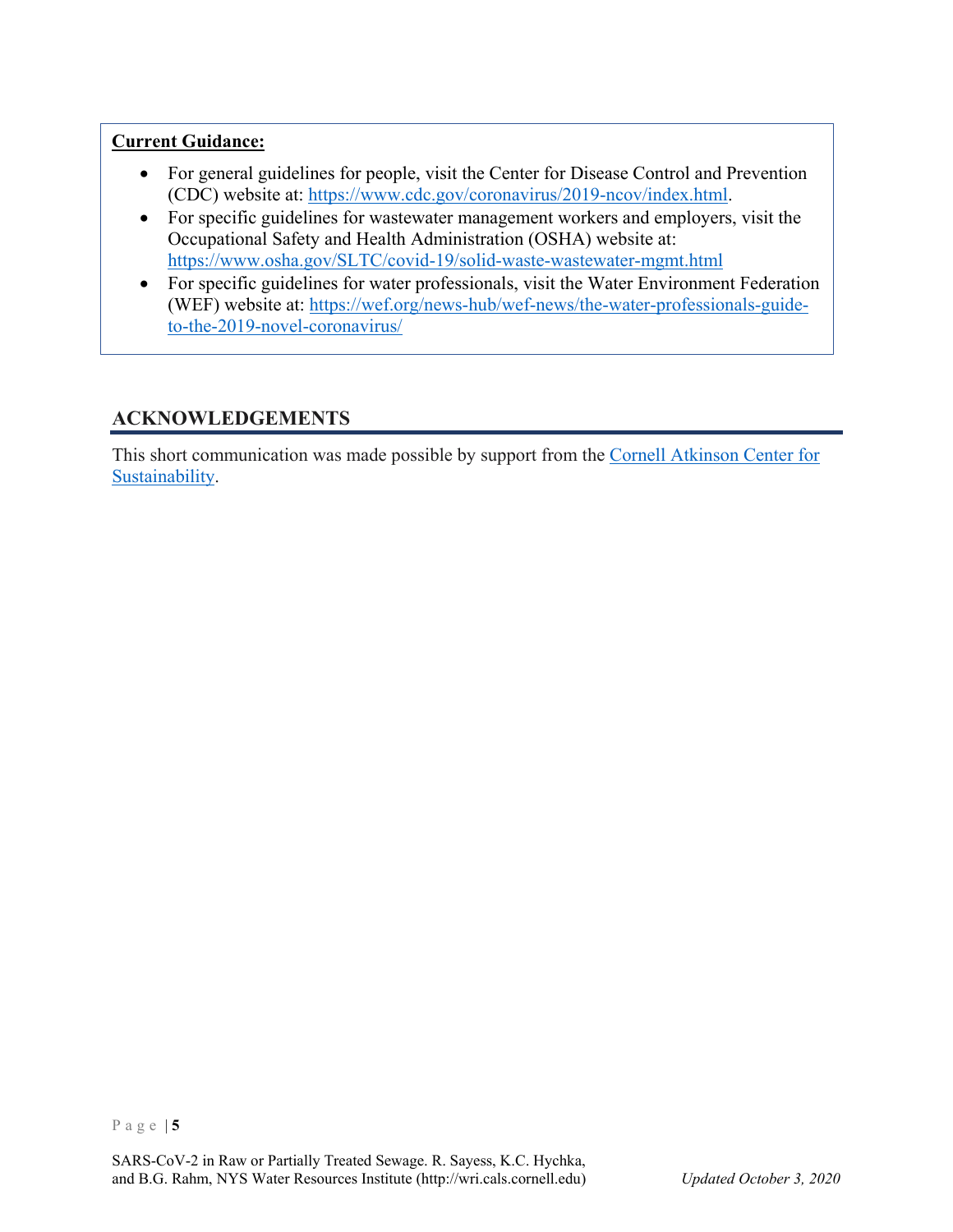**Current Guidance:**

- For general guidelines for people, visit the Center for Disease Control and Prevention (CDC) website at: [https://www.cdc.gov/coronavirus/2019-ncov/index.html](https://www.cdc.gov/coronavirus/2019-ncov/index.html).
- For specific guidelines for wastewater management workers and employers, visit the Occupational Safety and Health Administration (OSHA) website at: [https://www.osha.gov/SLTC/covid-19/solid-waste-wastewater-mgmt.html](https://www.osha.gov/SLTC/covid-19/solid-waste-wastewater-mgmt.html)
- For specific guidelines for water professionals, visit the Water Environment Federation (WEF) website at: [https://wef.org/news-hub/wef-news/the-water-professionals-guide-to-the-2019-novel-coronavirus/](https://wef.org/news-hub/wef-news/the-water-professionals-guide-to-the-2019-novel-coronavirus/)

## ACKNOWLEDGEMENTS

This short communication was made possible by support from the Cornell Atkinson Center for Sustainability.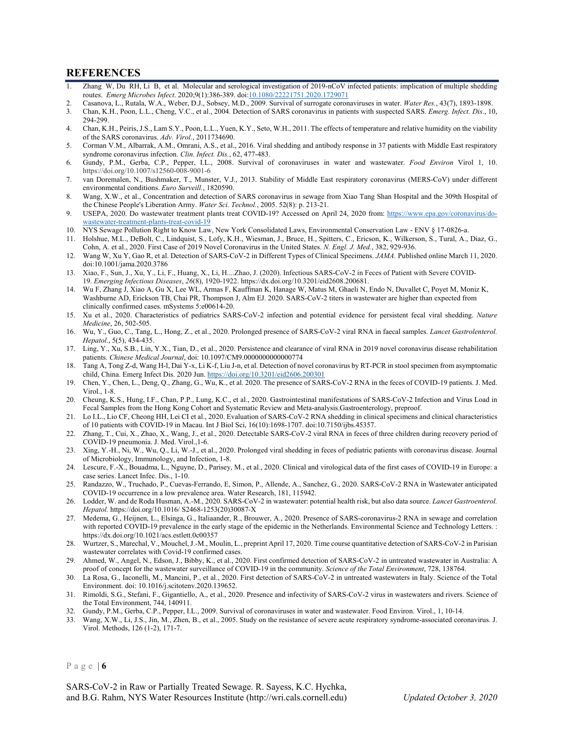## REFERENCES

1. Zhang W, Du RH, Li B, et al. Molecular and serological investigation of 2019-nCoV infected patients: implication of multiple shedding routes. *Emerg Microbes Infect*. 2020;9(1):386-389. doi:10.1080/22221751.2020.1729071
2. Casanova, L., Rutala, W.A., Weber, D.J., Sobsey, M.D., 2009. Survival of surrogate coronaviruses in water. *Water Res.*, 43(7), 1893-1898.
3. Chan, K.H., Poon, L.L., Cheng, V.C., et al., 2004. Detection of SARS coronavirus in patients with suspected SARS. *Emerg. Infect. Dis*., 10, 294-299.
4. Chan, K.H., Peiris, J.S., Lam S.Y., Poon, L.L., Yuen, K.Y., Seto, W.H., 2011. The effects of temperature and relative humidity on the viability of the SARS coronavirus. *Adv. Virol.*, 2011734690.
5. Corman V.M., Albarrak, A.M., Omrani, A.S., et al., 2016. Viral shedding and antibody response in 37 patients with Middle East respiratory syndrome coronavirus infection. *Clin. Infect. Dis.*, 62, 477-483.
6. Gundy, P.M., Gerba, C.P., Pepper, I.L., 2008. Survival of coronaviruses in water and wastewater. *Food Environ* Virol 1, 10. https://doi.org/10.1007/s12560-008-9001-6
7. van Doremalen, N., Bushmaker, T., Munster, V.J., 2013. Stability of Middle East respiratory coronavirus (MERS-CoV) under different environmental conditions. *Euro Surveill.*, 1820590.
8. Wang, X.W., et al., Concentration and detection of SARS coronavirus in sewage from Xiao Tang Shan Hospital and the 309th Hospital of the Chinese People's Liberation Army. *Water Sci. Technol.*, 2005. 52(8): p. 213-21.
9. USEPA, 2020. Do wastewater treatment plants treat COVID-19? Accessed on April 24, 2020 from: https://www.epa.gov/coronavirus/do-wastewater-treatment-plants-treat-covid-19
10. NYS Sewage Pollution Right to Know Law, New York Consolidated Laws, Environmental Conservation Law - ENV § 17-0826-a.
11. Holshue, M.L., DeBolt, C., Lindquist, S., Lofy, K.H., Wiesman, J., Bruce, H., Spitters, C., Ericson, K., Wilkerson, S., Tural, A., Diaz, G., Cohn, A. et al., 2020. First Case of 2019 Novel Coronavirus in the United States. *N. Engl. J. Med.*, 382, 929-936.
12. Wang W, Xu Y, Gao R, et al. Detection of SARS-CoV-2 in Different Types of Clinical Specimens. *JAMA.* Published online March 11, 2020. doi:10.1001/jama.2020.3786
13. Xiao, F., Sun, J., Xu, Y., Li, F., Huang, X., Li, H....Zhao, J. (2020). Infectious SARS-CoV-2 in Feces of Patient with Severe COVID-19. *Emerging Infectious Diseases*, *26*(8), 1920-1922. https://dx.doi.org/10.3201/eid2608.200681.
14. Wu F, Zhang J, Xiao A, Gu X, Lee WL, Armas F, Kauffman K, Hanage W, Matus M, Ghaeli N, Endo N, Duvallet C, Poyet M, Moniz K, Washburne AD, Erickson TB, Chai PR, Thompson J, Alm EJ. 2020. SARS-CoV-2 titers in wastewater are higher than expected from clinically confirmed cases. mSystems 5:e00614-20.
15. Xu et al., 2020. Characteristics of pediatrics SARS-CoV-2 infection and potential evidence for persistent fecal viral shedding. *Nature Medicine*, 26, 502-505.
16. Wu, Y., Guo, C., Tang, L., Hong, Z., et al., 2020. Prolonged presence of SARS-CoV-2 viral RNA in faecal samples. *Lancet Gastrolenterol. Hepatol.*, 5(5), 434-435.
17. Ling, Y., Xu, S.B., Lin, Y.X., Tian, D., et al., 2020. Persistence and clearance of viral RNA in 2019 novel coronavirus disease rehabilitation patients. *Chinese Medical Journal*, doi: 10.1097/CM9.0000000000000774
18. Tang A, Tong Z-d, Wang H-l, Dai Y-x, Li K-f, Liu J-n, et al. Detection of novel coronavirus by RT-PCR in stool specimen from asymptomatic child, China. Emerg Infect Dis. 2020 Jun. https://doi.org/10.3201/eid2606.200301
19. Chen, Y., Chen, L., Deng, Q., Zhang, G., Wu, K., et al. 2020. The presence of SARS-CoV-2 RNA in the feces of COVID-19 patients. J. Med. Virol., 1-8.
20. Cheung, K.S., Hung, I.F., Chan, P.P., Lung, K.C., et al., 2020. Gastrointestinal manifestations of SARS-CoV-2 Infection and Virus Load in Fecal Samples from the Hong Kong Cohort and Systematic Review and Meta-analysis.Gastroenterology, preproof.
21. Lo I.L., Lio CF, Cheong HH, Lei CI et al., 2020. Evaluation of SARS-CoV-2 RNA shedding in clinical specimens and clinical characteristics of 10 patients with COVID-19 in Macau. Int J Biol Sci, 16(10):1698-1707. doi:10.7150/ijbs.45357.
22. Zhang, T., Cui, X., Zhao, X., Wang, J., et al., 2020. Detectable SARS-CoV-2 viral RNA in feces of three children during recovery period of COVID-19 pneumonia. J. Med. Virol.,1-6.
23. Xing, Y.-H., Ni, W., Wu, Q., Li, W.-J., et al., 2020. Prolonged viral shedding in feces of pediatric patients with coronavirus disease. Journal of Microbiology, Immunology, and Infection, 1-8.
24. Lescure, F.-X., Bouadma, L., Nguyne, D., Parisey, M., et al., 2020. Clinical and virological data of the first cases of COVID-19 in Europe: a case series. Lancet Infec. Dis., 1-10.
25. Randazzo, W., Truchado, P., Cuevas-Ferrando, E, Simon, P., Allende, A., Sanchez, G., 2020. SARS-CoV-2 RNA in Wastewater anticipated COVID-19 occurrence in a low prevalence area. Water Research, 181, 115942.
26. Lodder, W. and de Roda Husman, A.-M., 2020. SARS-CoV-2 in wastewater: potential health risk, but also data source. *Lancet Gastroenterol. Hepatol.* https://doi.org/10.1016/ S2468-1253(20)30087-X
27. Medema, G., Heijnen, L., Elsinga, G., Italiaander, R., Brouwer, A., 2020. Presence of SARS-coronavirus-2 RNA in sewage and correlation with reported COVID-19 prevalence in the early stage of the epidemic in the Netherlands. Environmental Science and Technology Letters. : https://dx.doi.org/10.1021/acs.estlett.0c00357
28. Wurtzer, S., Marechal, V., Mouchel, J.-M., Moulin, L., preprint April 17, 2020. Time course quantitative detection of SARS-CoV-2 in Parisian wastewater correlates with Covid-19 confirmed cases.
29. Ahmed, W., Angel, N., Edson, J., Bibby, K., et al., 2020. First confirmed detection of SARS-CoV-2 in untreated wastewater in Australia: A proof of concept for the wastewater surveillance of COVID-19 in the community. *Science of the Total Environment*, 728, 138764.
30. La Rosa, G., Iaconelli, M., Mancini, P., et al., 2020. First detection of SARS-CoV-2 in untreated wastewaters in Italy. Science of the Total Environment. doi: 10.1016/j.scitotenv.2020.139652.
31. Rimoldi, S.G., Stefani, F., Gigantiello, A., et al., 2020. Presence and infectivity of SARS-CoV-2 virus in wastewaters and rivers. Science of the Total Environment, 744, 140911.
32. Gundy, P.M., Gerba, C.P., Pepper, I.L., 2009. Survival of coronaviruses in water and wastewater. Food Environ. Virol., 1, 10-14.
33. Wang, X.W., Li, J.S., Jin, M., Zhen, B., et al., 2005. Study on the resistance of severe acute respiratory syndrome-associated coronavirus. J. Virol. Methods, 126 (1-2), 171-7.